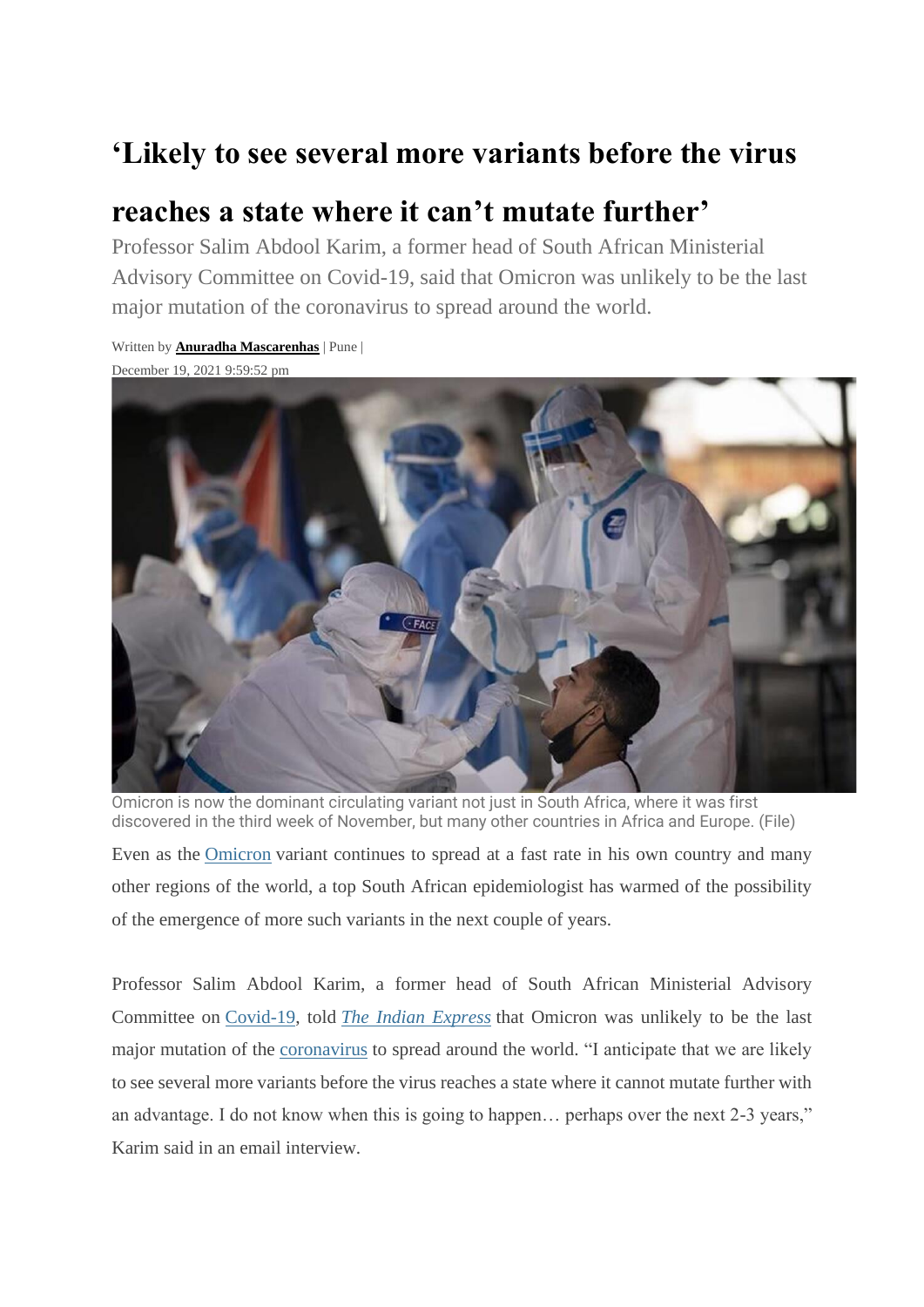# 'Likely to see several more variants before the virus reaches a state where it can't mutate further'

Professor Salim Abdool Karim, a former head of South African Ministerial Advisory Committee on Covid-19, said that Omicron was unlikely to be the last major mutation of the coronavirus to spread around the world.

Written by **Anuradha Mascarenhas** | Pune |
December 19, 2021 9:59:52 pm

Omicron is now the dominant circulating variant not just in South Africa, where it was first discovered in the third week of November, but many other countries in Africa and Europe. (File)

Even as the Omicron variant continues to spread at a fast rate in his own country and many other regions of the world, a top South African epidemiologist has warmed of the possibility of the emergence of more such variants in the next couple of years.

Professor Salim Abdool Karim, a former head of South African Ministerial Advisory Committee on Covid-19, told *The Indian Express* that Omicron was unlikely to be the last major mutation of the coronavirus to spread around the world. "I anticipate that we are likely to see several more variants before the virus reaches a state where it cannot mutate further with an advantage. I do not know when this is going to happen… perhaps over the next 2-3 years," Karim said in an email interview.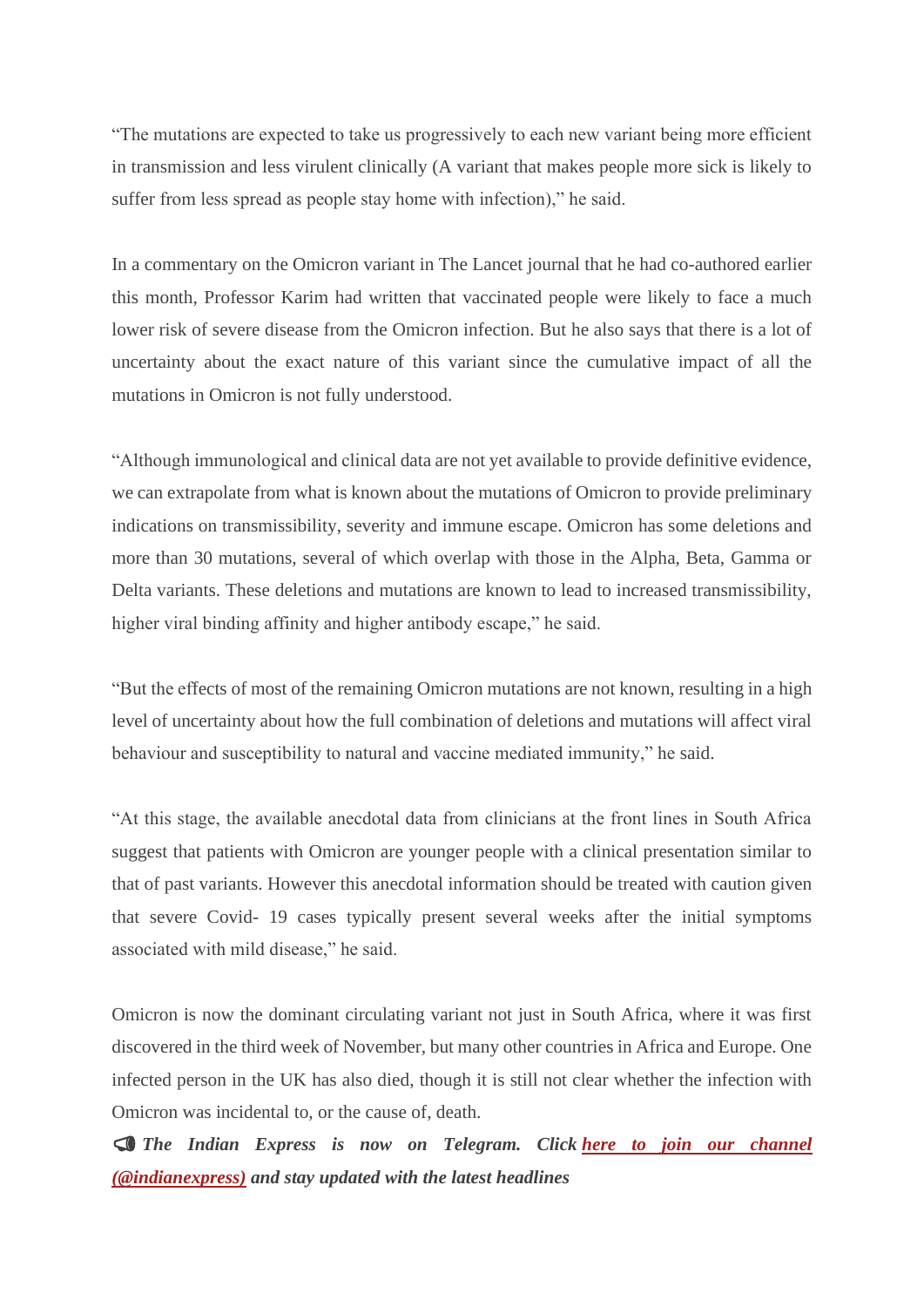"The mutations are expected to take us progressively to each new variant being more efficient in transmission and less virulent clinically (A variant that makes people more sick is likely to suffer from less spread as people stay home with infection)," he said.

In a commentary on the Omicron variant in The Lancet journal that he had co-authored earlier this month, Professor Karim had written that vaccinated people were likely to face a much lower risk of severe disease from the Omicron infection. But he also says that there is a lot of uncertainty about the exact nature of this variant since the cumulative impact of all the mutations in Omicron is not fully understood.

"Although immunological and clinical data are not yet available to provide definitive evidence, we can extrapolate from what is known about the mutations of Omicron to provide preliminary indications on transmissibility, severity and immune escape. Omicron has some deletions and more than 30 mutations, several of which overlap with those in the Alpha, Beta, Gamma or Delta variants. These deletions and mutations are known to lead to increased transmissibility, higher viral binding affinity and higher antibody escape," he said.

"But the effects of most of the remaining Omicron mutations are not known, resulting in a high level of uncertainty about how the full combination of deletions and mutations will affect viral behaviour and susceptibility to natural and vaccine mediated immunity," he said.

"At this stage, the available anecdotal data from clinicians at the front lines in South Africa suggest that patients with Omicron are younger people with a clinical presentation similar to that of past variants. However this anecdotal information should be treated with caution given that severe Covid- 19 cases typically present several weeks after the initial symptoms associated with mild disease," he said.

Omicron is now the dominant circulating variant not just in South Africa, where it was first discovered in the third week of November, but many other countries in Africa and Europe. One infected person in the UK has also died, though it is still not clear whether the infection with Omicron was incidental to, or the cause of, death.

📣 ***The Indian Express is now on Telegram. Click [here to join our channel (@indianexpress)] and stay updated with the latest headlines***